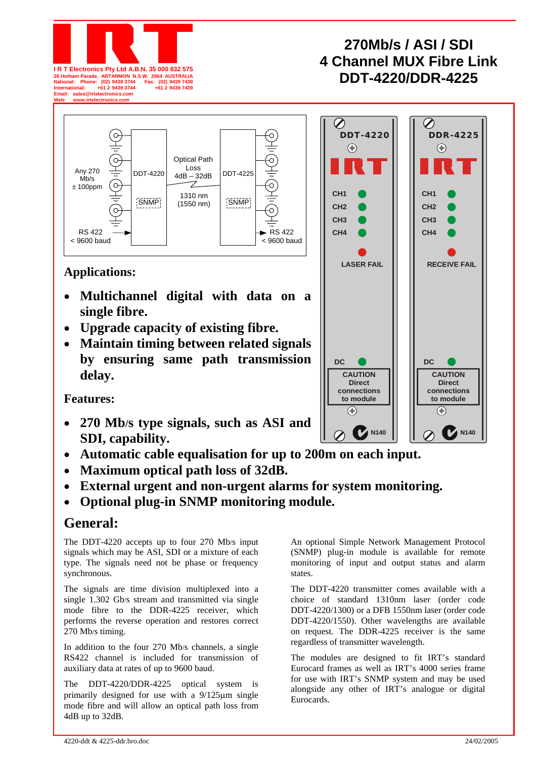I R T Electronics Pty Ltd A.B.N. 35 000 832 575
26 Hotham Parade, ARTARMON N.S.W. 2064 AUSTRALIA
National: Phone: (02) 9439 3744 Fax: (02) 9439 7439
International: +61 2 9439 3744 +61 2 9439 7439
Email: sales@irtelectronics.com
Web: www.irtelectronics.com

# 270Mb/s / ASI / SDI 4 Channel MUX Fibre Link DDT-4220/DDR-4225

## Applications:

- **Multichannel digital with data on a single fibre.**
- **Upgrade capacity of existing fibre.**
- **Maintain timing between related signals by ensuring same path transmission delay.**

## Features:

- **270 Mb/s type signals, such as ASI and SDI, capability.**
- **Automatic cable equalisation for up to 200m on each input.**
- **Maximum optical path loss of 32dB.**
- **External urgent and non-urgent alarms for system monitoring.**
- **Optional plug-in SNMP monitoring module.**

## General:

The DDT-4220 accepts up to four 270 Mb/s input signals which may be ASI, SDI or a mixture of each type. The signals need not be phase or frequency synchronous.

The signals are time division multiplexed into a single 1.302 Gb/s stream and transmitted via single mode fibre to the DDR-4225 receiver, which performs the reverse operation and restores correct 270 Mb/s timing.

In addition to the four 270 Mb/s channels, a single RS422 channel is included for transmission of auxiliary data at rates of up to 9600 baud.

The DDT-4220/DDR-4225 optical system is primarily designed for use with a 9/125μm single mode fibre and will allow an optical path loss from 4dB up to 32dB.

An optional Simple Network Management Protocol (SNMP) plug-in module is available for remote monitoring of input and output status and alarm states.

The DDT-4220 transmitter comes available with a choice of standard 1310nm laser (order code DDT-4220/1300) or a DFB 1550nm laser (order code DDT-4220/1550). Other wavelengths are available on request. The DDR-4225 receiver is the same regardless of transmitter wavelength.

The modules are designed to fit IRT's standard Eurocard frames as well as IRT's 4000 series frame for use with IRT's SNMP system and may be used alongside any other of IRT's analogue or digital Eurocards.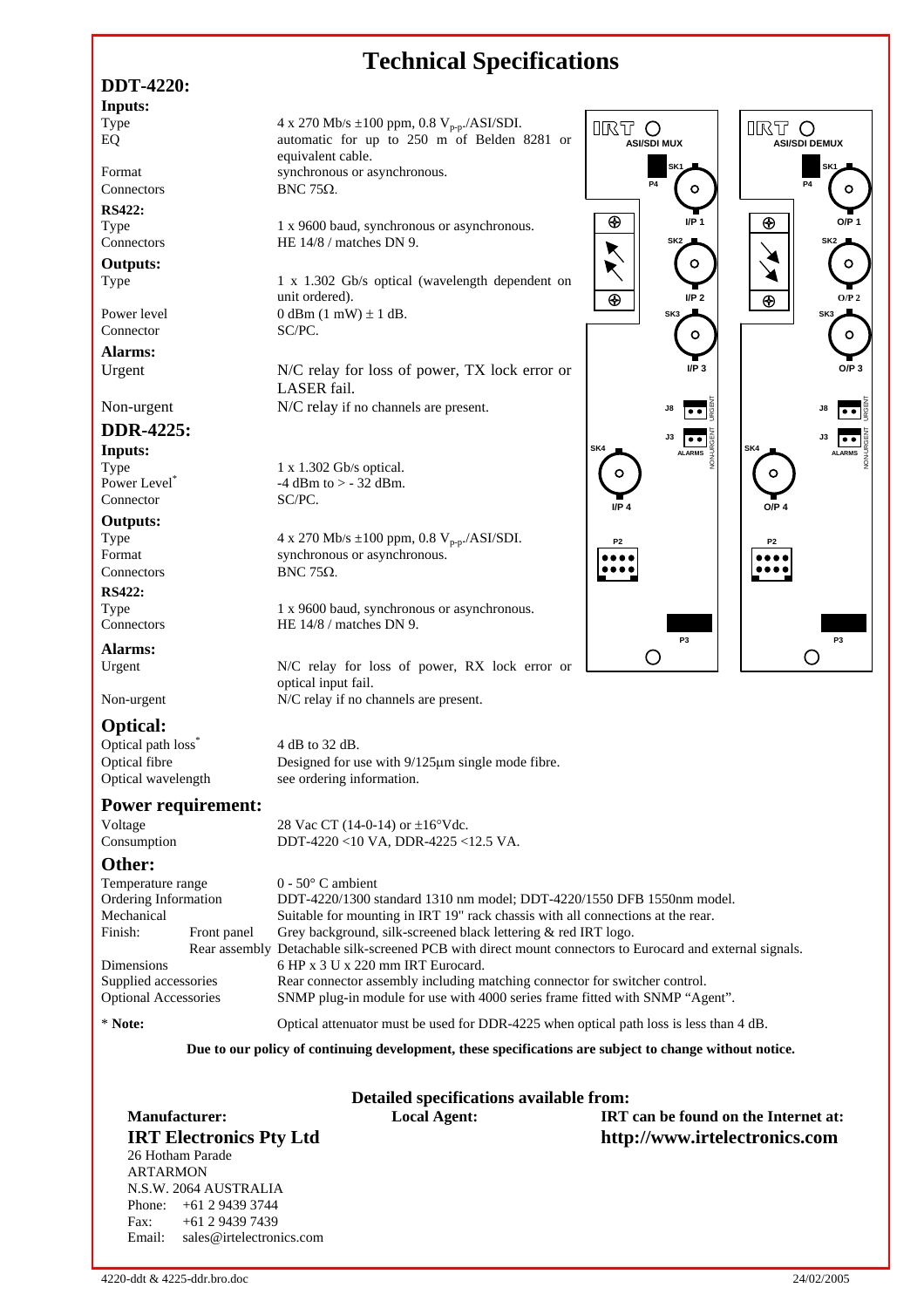# Technical Specifications

## DDT-4220:

**Inputs:**

| | |
|---|---|
| Type | 4 x 270 Mb/s ±100 ppm, 0.8 $V_{p-p}$./ASI/SDI. |
| EQ | automatic for up to 250 m of Belden 8281 or equivalent cable. |
| Format | synchronous or asynchronous. |
| Connectors | BNC 75Ω. |

**RS422:**

| | |
|---|---|
| Type | 1 x 9600 baud, synchronous or asynchronous. |
| Connectors | HE 14/8 / matches DN 9. |

**Outputs:**

| | |
|---|---|
| Type | 1 x 1.302 Gb/s optical (wavelength dependent on unit ordered). |
| Power level | 0 dBm (1 mW) ± 1 dB. |
| Connector | SC/PC. |

**Alarms:**

| | |
|---|---|
| Urgent | N/C relay for loss of power, TX lock error or LASER fail. |
| Non-urgent | N/C relay if no channels are present. |

## DDR-4225:

**Inputs:**

| | |
|---|---|
| Type | 1 x 1.302 Gb/s optical. |
| Power Level* | -4 dBm to > - 32 dBm. |
| Connector | SC/PC. |

**Outputs:**

| | |
|---|---|
| Type | 4 x 270 Mb/s ±100 ppm, 0.8 $V_{p-p}$./ASI/SDI. |
| Format | synchronous or asynchronous. |
| Connectors | BNC 75Ω. |

**RS422:**

| | |
|---|---|
| Type | 1 x 9600 baud, synchronous or asynchronous. |
| Connectors | HE 14/8 / matches DN 9. |

**Alarms:**

| | |
|---|---|
| Urgent | N/C relay for loss of power, RX lock error or optical input fail. |
| Non-urgent | N/C relay if no channels are present. |

IRT ASI/SDI MUX — SK1 P4 I/P 1, SK2 I/P 2, SK3 I/P 3, J8, J3 ALARMS, NON-URGENT URGENT, SK4 I/P 4, P2, P3

IRT ASI/SDI DEMUX — SK1 P4 O/P 1, SK2 O/P 2, SK3 O/P 3, J8, J3 ALARMS, NON-URGENT URGENT, SK4 O/P 4, P2, P3

## Optical:

| | |
|---|---|
| Optical path loss* | 4 dB to 32 dB. |
| Optical fibre | Designed for use with 9/125μm single mode fibre. |
| Optical wavelength | see ordering information. |

## Power requirement:

| | |
|---|---|
| Voltage | 28 Vac CT (14-0-14) or ±16°Vdc. |
| Consumption | DDT-4220 <10 VA, DDR-4225 <12.5 VA. |

## Other:

| | |
|---|---|
| Temperature range | 0 - 50° C ambient |
| Ordering Information | DDT-4220/1300 standard 1310 nm model; DDT-4220/1550 DFB 1550nm model. |
| Mechanical | Suitable for mounting in IRT 19" rack chassis with all connections at the rear. |
| Finish: Front panel | Grey background, silk-screened black lettering & red IRT logo. |
| Rear assembly | Detachable silk-screened PCB with direct mount connectors to Eurocard and external signals. |
| Dimensions | 6 HP x 3 U x 220 mm IRT Eurocard. |
| Supplied accessories | Rear connector assembly including matching connector for switcher control. |
| Optional Accessories | SNMP plug-in module for use with 4000 series frame fitted with SNMP "Agent". |

\* **Note:** Optical attenuator must be used for DDR-4225 when optical path loss is less than 4 dB.

**Due to our policy of continuing development, these specifications are subject to change without notice.**

**Detailed specifications available from:**

**Manufacturer:**

**IRT Electronics Pty Ltd**
26 Hotham Parade
ARTARMON
N.S.W. 2064 AUSTRALIA
Phone: +61 2 9439 3744
Fax: +61 2 9439 7439
Email: sales@irtelectronics.com

**Local Agent:**

**IRT can be found on the Internet at:**
**http://www.irtelectronics.com**

4220-ddt & 4225-ddr.bro.doc 24/02/2005